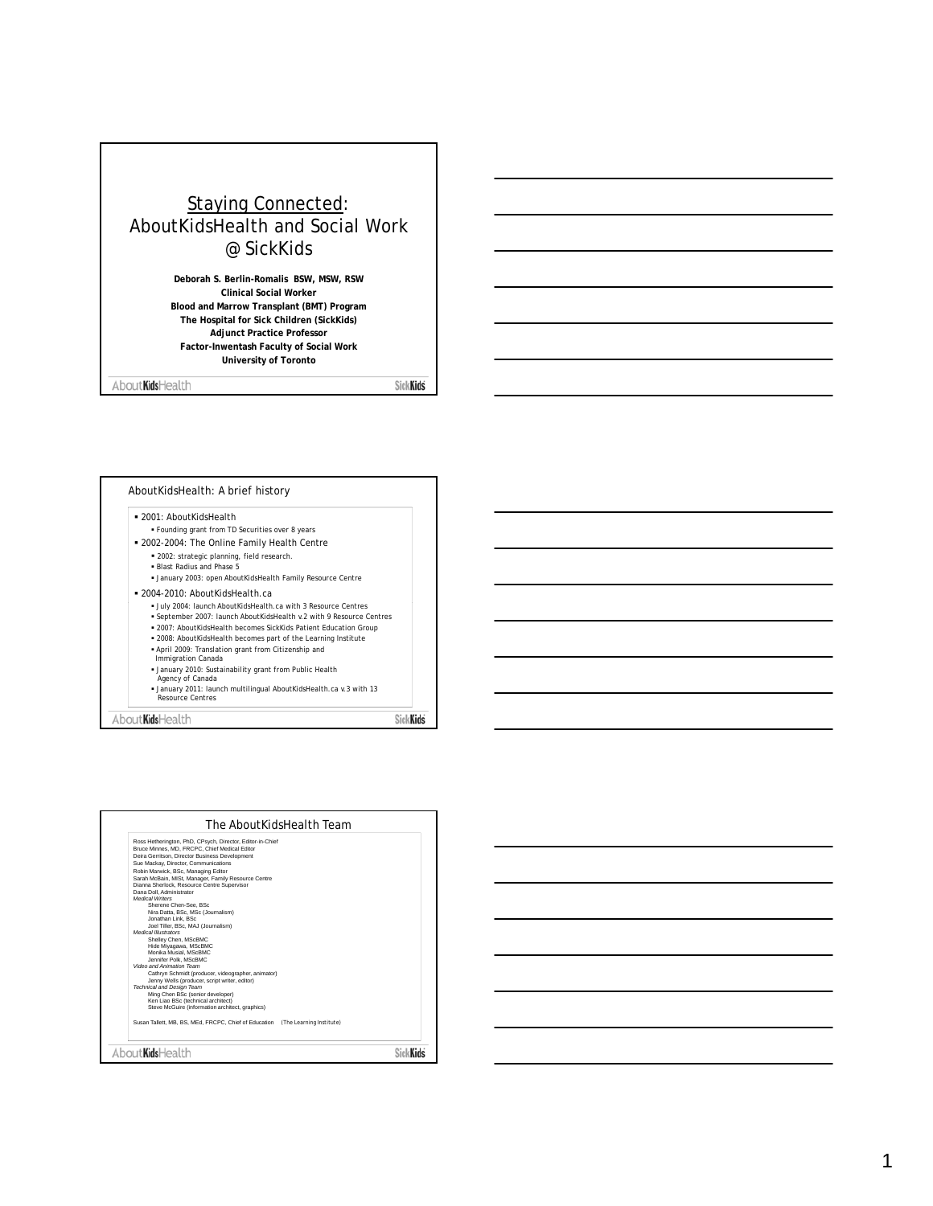# Staying Connected: AboutKidsHealth and Social Work @ SickKids

**Deborah S. Berlin-Romalis BSW, MSW, RSW**
**Clinical Social Worker**
**Blood and Marrow Transplant (BMT) Program**
**The Hospital for Sick Children (SickKids)**
**Adjunct Practice Professor**
**Factor-Inwentash Faculty of Social Work**
**University of Toronto**

## AboutKidsHealth: A brief history

- 2001: AboutKidsHealth
  - Founding grant from TD Securities over 8 years
- 2002-2004: The Online Family Health Centre
  - 2002: strategic planning, field research.
  - Blast Radius and Phase 5
  - January 2003: open AboutKidsHealth Family Resource Centre
- 2004-2010: AboutKidsHealth.ca
  - July 2004: launch AboutKidsHealth.ca with 3 Resource Centres
  - September 2007: launch AboutKidsHealth v.2 with 9 Resource Centres
  - 2007: AboutKidsHealth becomes SickKids Patient Education Group
  - 2008: AboutKidsHealth becomes part of the Learning Institute
  - April 2009: Translation grant from Citizenship and Immigration Canada
  - January 2010: Sustainability grant from Public Health Agency of Canada
  - January 2011: launch multilingual AboutKidsHealth.ca v.3 with 13 Resource Centres

## The AboutKidsHealth Team

Ross Hetherington, PhD, CPsych, Director, Editor-in-Chief
Bruce Minnes, MD, FRCPC, Chief Medical Editor
Deira Gerritson, Director Business Development
Sue Mackay, Director, Communications
Robin Marwick, BSc, Managing Editor
Sarah McBain, MISt, Manager, Family Resource Centre
Dianna Sherlock, Resource Centre Supervisor
Dana Doll, Administrator

*Medical Writers*
- Sherene Chen-See, BSc
- Nira Datta, BSc, MSc (Journalism)
- Jonathan Link, BSc
- Joel Tiller, BSc, MAJ (Journalism)

*Medical Illustrators*
- Shelley Chen, MScBMC
- Hide Miyagawa, MScBMC
- Monika Musial, MScBMC
- Jennifer Polk, MScBMC

*Video and Animation Team*
- Cathryn Schmidt (producer, videographer, animator)
- Jenny Wells (producer, script writer, editor)

*Technical and Design Team*
- Ming Chen BSc (senior developer)
- Ken Liao BSc (technical architect)
- Steve McGuire (information architect, graphics)

Susan Tallett, MB, BS, MEd, FRCPC, Chief of Education (The Learning Institute)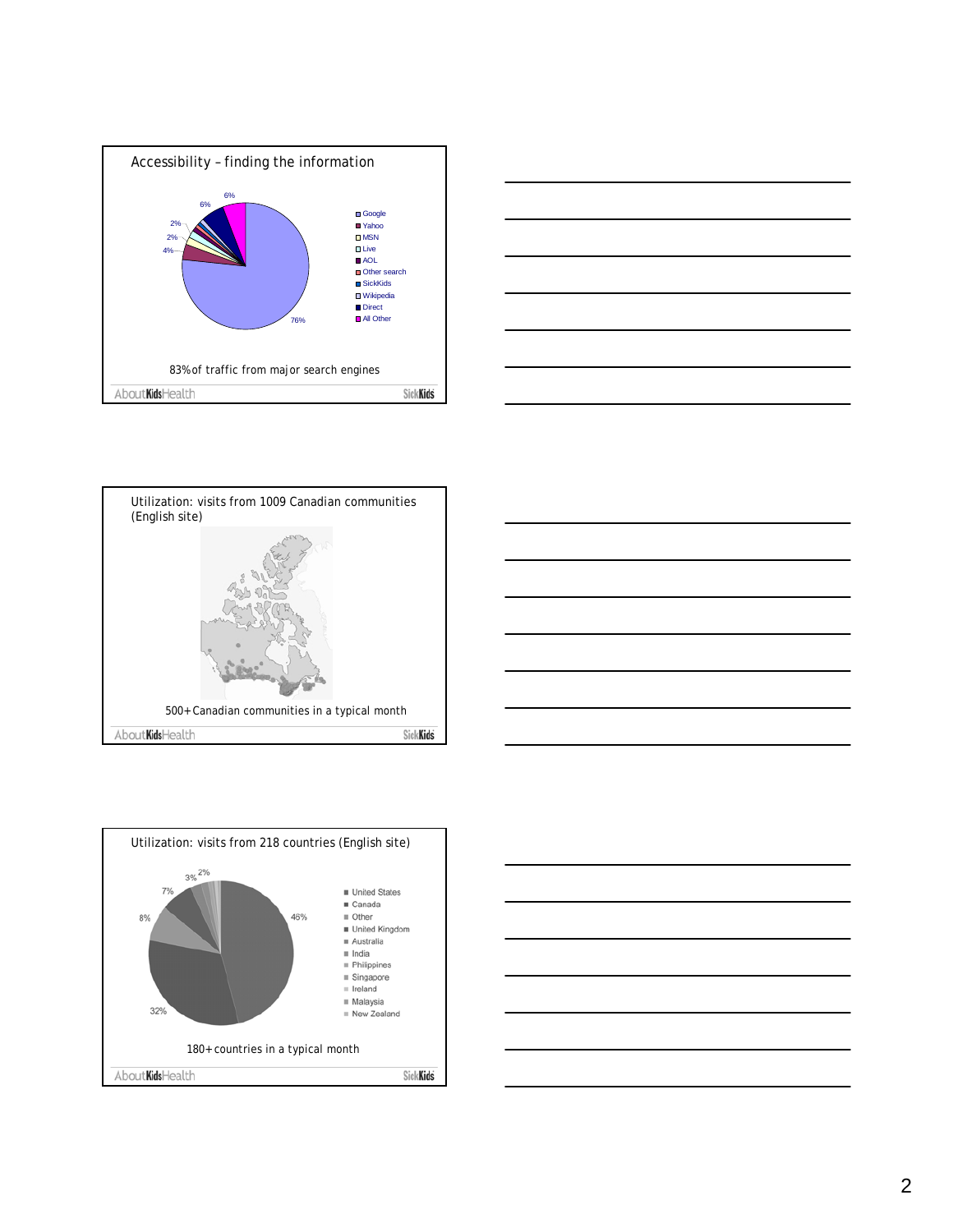## Accessibility – finding the information

| Source |
| --- |
| Google |
| Yahoo |
| MSN |
| Live |
| AOL |
| Other search |
| SickKids |
| Wikipedia |
| Direct |
| All Other |

76%, 4%, 2%, 2%, 6%, 6%

83% of traffic from major search engines

AboutKidsHealth SickKids

## Utilization: visits from 1009 Canadian communities (English site)

500+ Canadian communities in a typical month

AboutKidsHealth SickKids

## Utilization: visits from 218 countries (English site)

| Country |
| --- |
| United States |
| Canada |
| Other |
| United Kingdom |
| Australia |
| India |
| Philippines |
| Singapore |
| Ireland |
| Malaysia |
| New Zealand |

46%, 32%, 8%, 7%, 3%, 2%

180+ countries in a typical month

AboutKidsHealth SickKids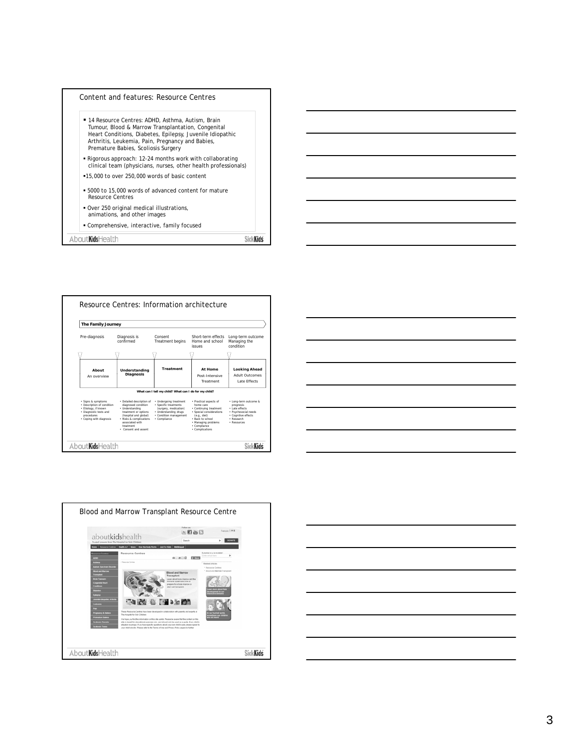## Content and features: Resource Centres

- 14 Resource Centres: ADHD, Asthma, Autism, Brain Tumour, Blood & Marrow Transplantation, Congenital Heart Conditions, Diabetes, Epilepsy, Juvenile Idiopathic Arthritis, Leukemia, Pain, Pregnancy and Babies, Premature Babies, Scoliosis Surgery
- Rigorous approach: 12-24 months work with collaborating clinical team (physicians, nurses, other health professionals)
- 15,000 to over 250,000 words of basic content
- 5000 to 15,000 words of advanced content for mature Resource Centres
- Over 250 original medical illustrations, animations, and other images
- Comprehensive, interactive, family focused

## Resource Centres: Information architecture

**The Family Journey**

| Pre-diagnosis | Diagnosis is confirmed | Consent Treatment begins | Short-term effects Home and school issues | Long-term outcome Managing the condition |
|---|---|---|---|---|
| **About** An overview | **Understanding Diagnosis** | **Treatment** | **At Home** Post-Intensive Treatment | **Looking Ahead** Adult Outcomes Late Effects |

**What can I tell my child? What can I do for my child?**

| About | Understanding Diagnosis | Treatment | At Home | Looking Ahead |
|---|---|---|---|---|
| • Signs & symptoms<br>• Description of condition<br>• Etiology, if known<br>• Diagnostic tests and procedures<br>• Coping with diagnosis | • Detailed description of diagnosed condition<br>• Understanding treatment or options (hospital and global)<br>• Risks & complications associated with treatment<br>• Consent and assent | • Undergoing treatment<br>• Specific treatments (surgery, medication)<br>• Understanding drugs<br>• Condition management<br>• Compliance | • Practical aspects of home care<br>• Continuing treatment<br>• Special considerations (e.g., diet)<br>• Back to school<br>• Managing problems<br>• Compliance<br>• Complications | • Long-term outcome & prognosis<br>• Late effects<br>• Psychosocial needs<br>• Cognitive effects<br>• Research<br>• Resources |

## Blood and Marrow Transplant Resource Centre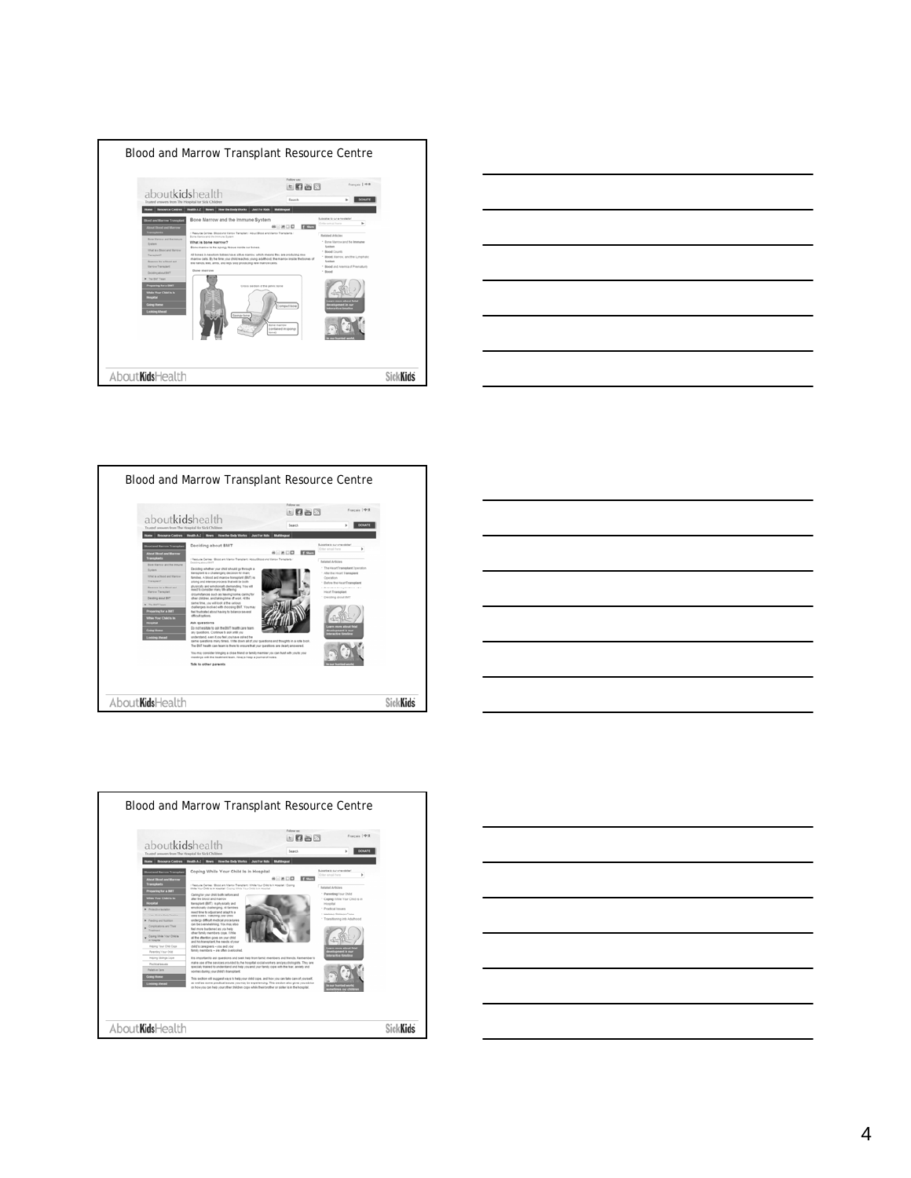## Blood and Marrow Transplant Resource Centre

AboutKidsHealth | SickKids

## Blood and Marrow Transplant Resource Centre

AboutKidsHealth | SickKids

## Blood and Marrow Transplant Resource Centre

AboutKidsHealth | SickKids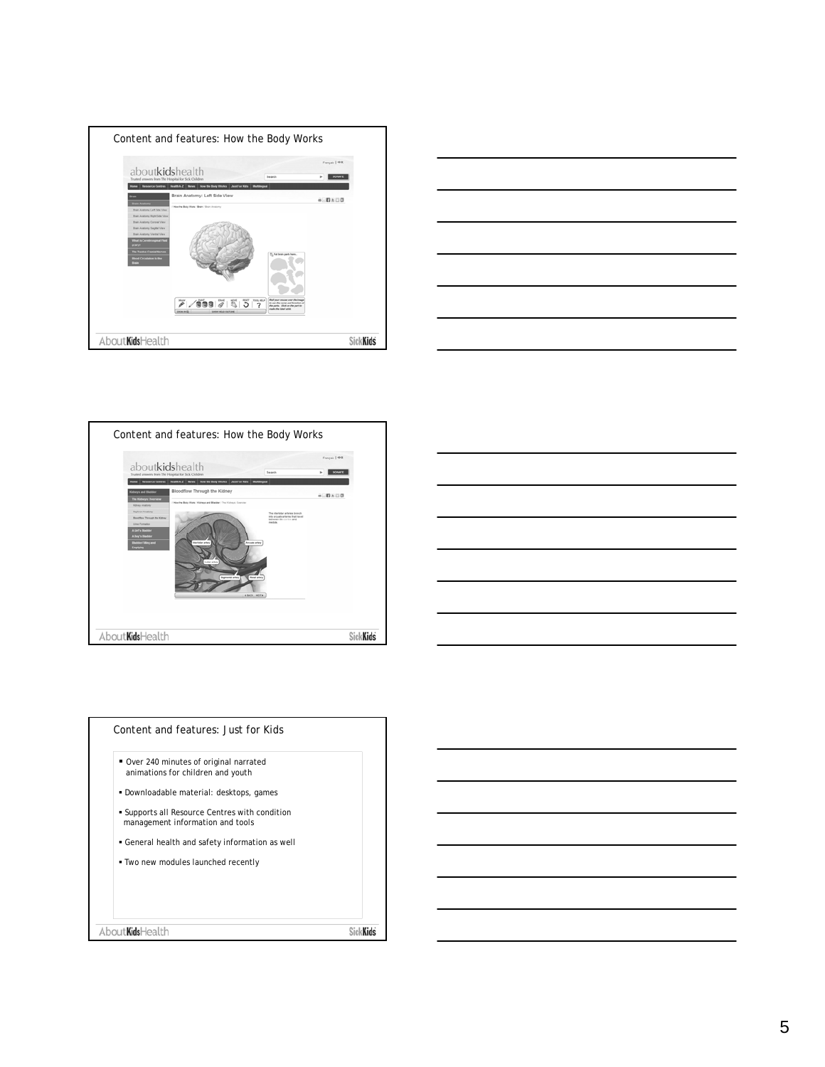## Content and features: How the Body Works

## Content and features: How the Body Works

## Content and features: Just for Kids

- Over 240 minutes of original narrated animations for children and youth
- Downloadable material: desktops, games
- Supports all Resource Centres with condition management information and tools
- General health and safety information as well
- Two new modules launched recently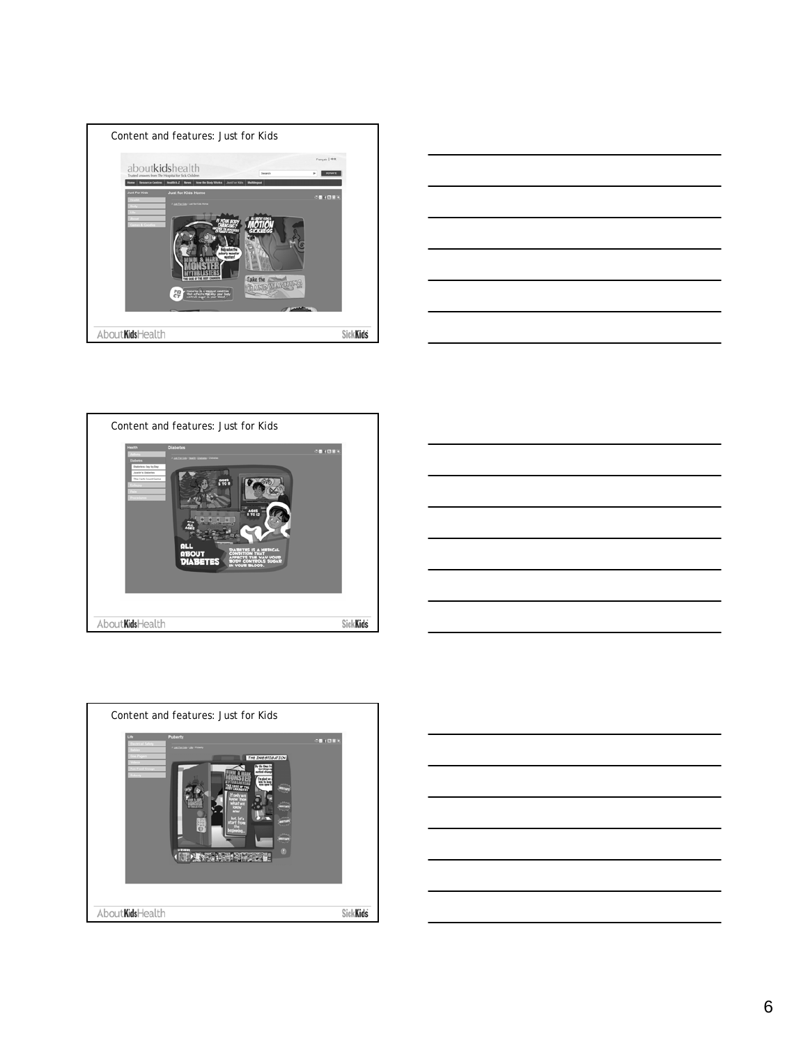## Content and features: Just for Kids

AboutKidsHealth — SickKids

## Content and features: Just for Kids

AboutKidsHealth — SickKids

## Content and features: Just for Kids

AboutKidsHealth — SickKids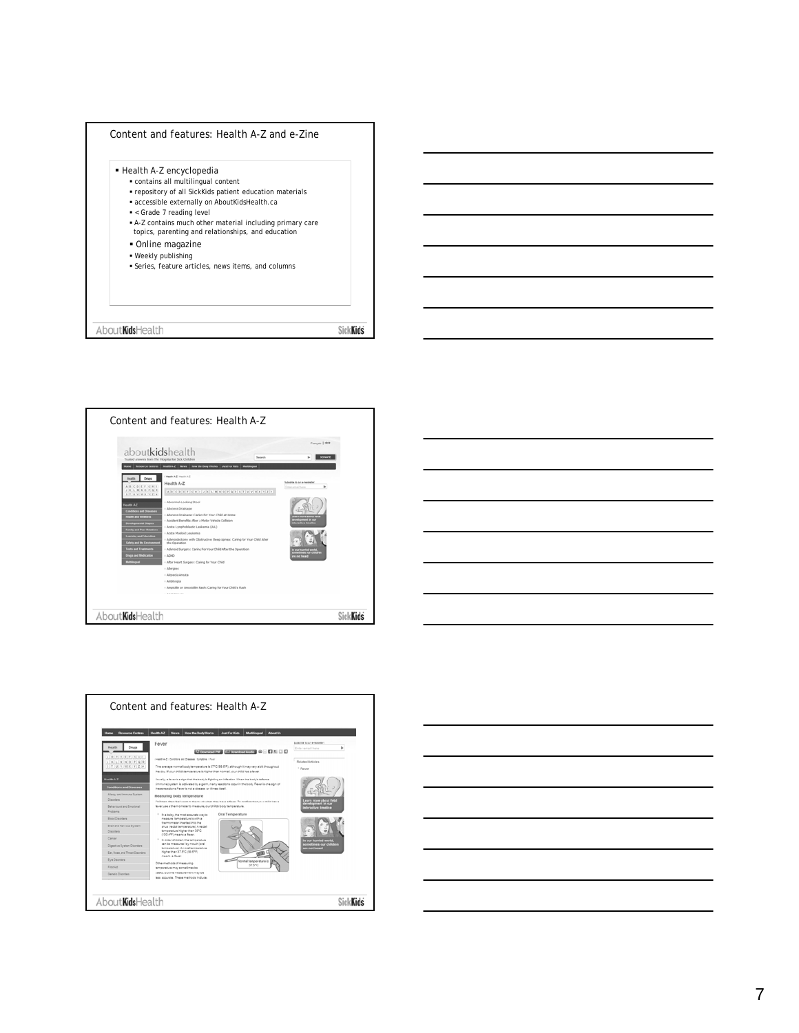## Content and features: Health A-Z and e-Zine

- Health A-Z encyclopedia
  - contains all multilingual content
  - repository of all SickKids patient education materials
  - accessible externally on AboutKidsHealth.ca
  - < Grade 7 reading level
  - A-Z contains much other material including primary care topics, parenting and relationships, and education
- Online magazine
  - Weekly publishing
  - Series, feature articles, news items, and columns

## Content and features: Health A-Z

## Content and features: Health A-Z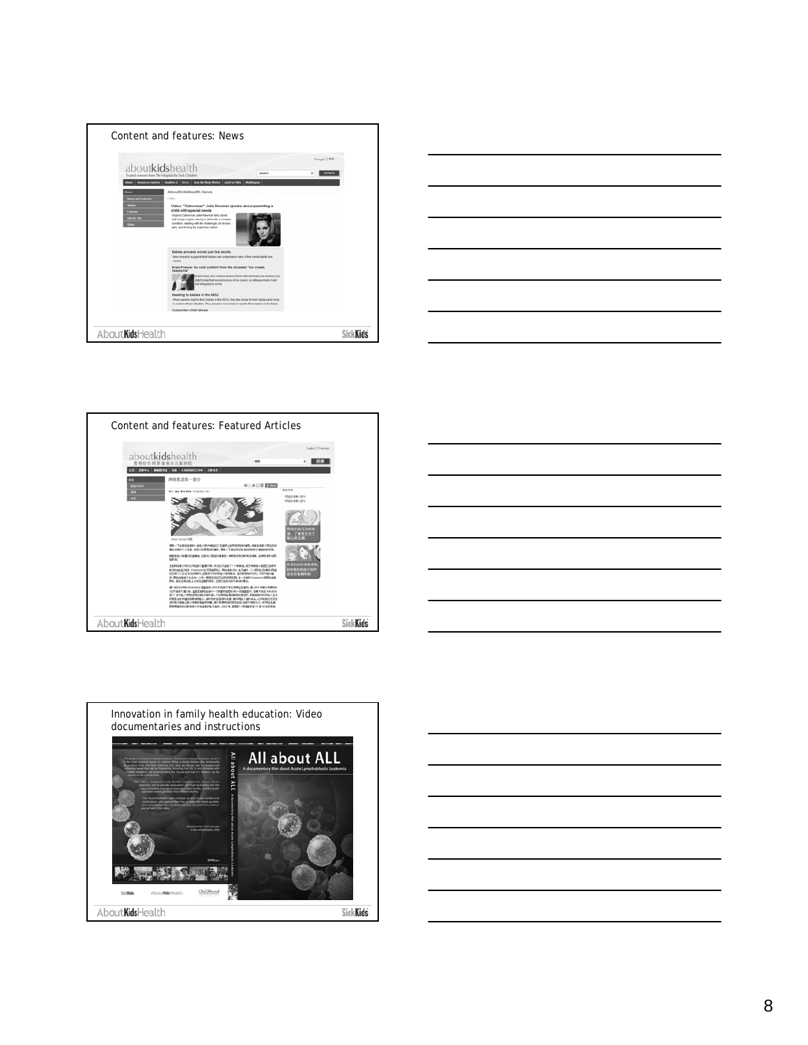## Content and features: News

aboutkidshealth

Trusted answers from The Hospital for Sick Children

Home | Resource Centres | Health A-Z | News | How the Body Works | Just for Kids | Multilingual

AboutKidsHealth News

Video: "Catwoman" Julie Newmar speaks about parenting a child with special needs

Babies process words just like adults

Brain Freeze: No cold comfort from the dreaded "ice cream headache"

Reading to babies in the NICU

Suspected child abuse

AboutKidsHealth — SickKids

## Content and features: Featured Articles

aboutkidshealth

AboutKidsHealth — SickKids

## Innovation in family health education: Video documentaries and instructions

All about ALL

A documentary film about Acute Lymphoblastic Leukemia

AboutKidsHealth — SickKids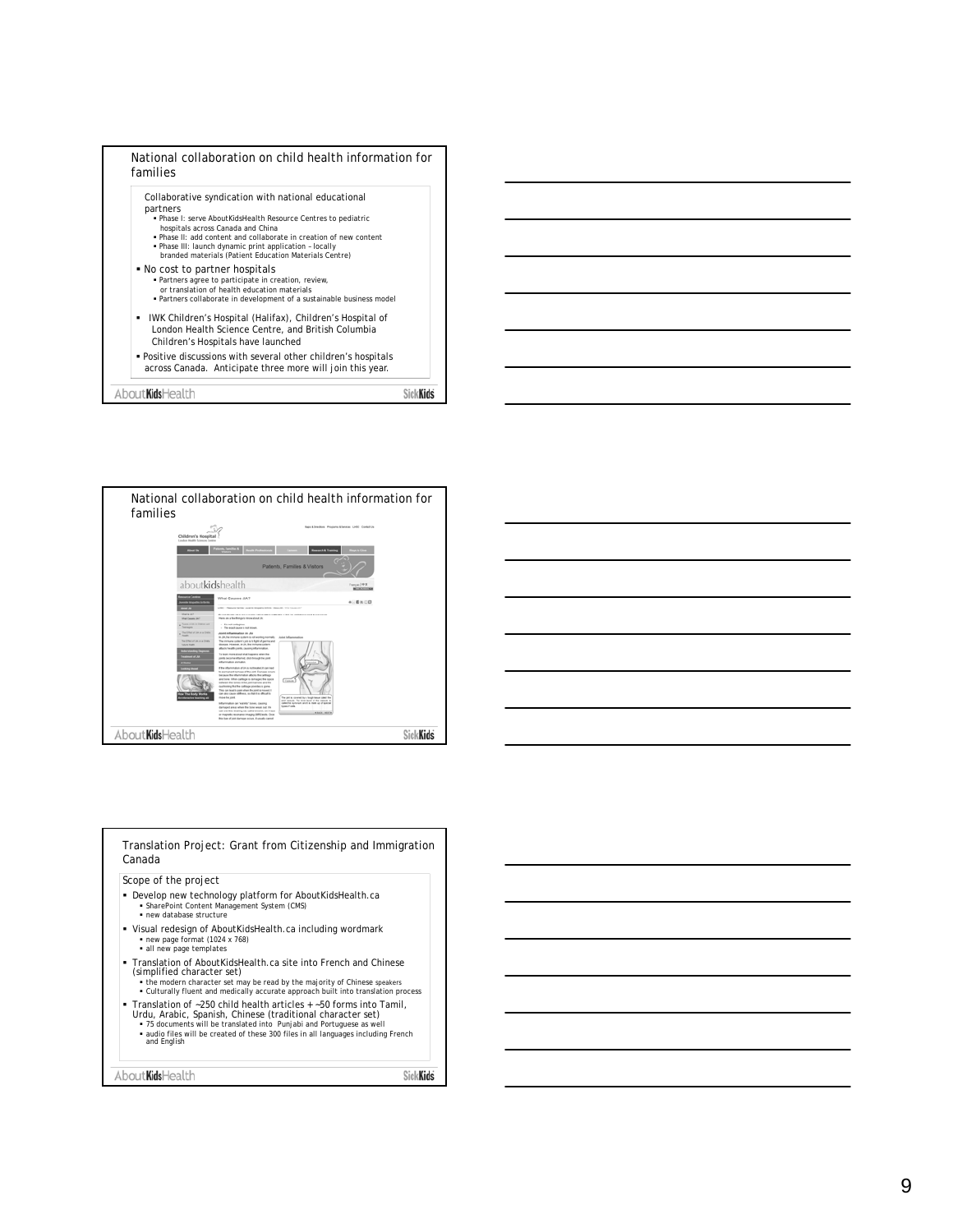## National collaboration on child health information for families

Collaborative syndication with national educational partners

- Phase I: serve AboutKidsHealth Resource Centres to pediatric hospitals across Canada and China
- Phase II: add content and collaborate in creation of new content
- Phase III: launch dynamic print application – locally branded materials (Patient Education Materials Centre)

- No cost to partner hospitals
  - Partners agree to participate in creation, review, or translation of health education materials
  - Partners collaborate in development of a sustainable business model
- IWK Children's Hospital (Halifax), Children's Hospital of London Health Science Centre, and British Columbia Children's Hospitals have launched
- Positive discussions with several other children's hospitals across Canada. Anticipate three more will join this year.

AboutKidsHealth SickKids

## National collaboration on child health information for families

AboutKidsHealth SickKids

## Translation Project: Grant from Citizenship and Immigration Canada

Scope of the project

- Develop new technology platform for AboutKidsHealth.ca
  - SharePoint Content Management System (CMS)
  - new database structure
- Visual redesign of AboutKidsHealth.ca including wordmark
  - new page format (1024 x 768)
  - all new page templates
- Translation of AboutKidsHealth.ca site into French and Chinese (simplified character set)
  - the modern character set may be read by the majority of Chinese speakers
  - Culturally fluent and medically accurate approach built into translation process
- Translation of ~250 child health articles + ~50 forms into Tamil, Urdu, Arabic, Spanish, Chinese (traditional character set)
  - 75 documents will be translated into Punjabi and Portuguese as well
  - audio files will be created of these 300 files in all languages including French and English

AboutKidsHealth SickKids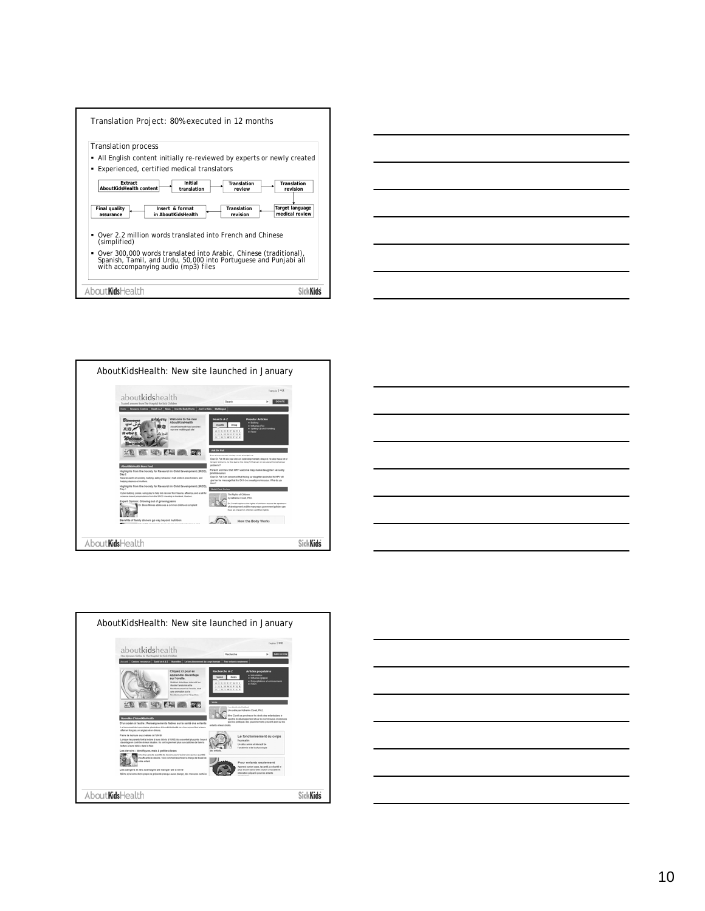## Translation Project: 80% executed in 12 months

Translation process

- All English content initially re-reviewed by experts or newly created
- Experienced, certified medical translators

Extract AboutKidsHealth content → Initial translation → Translation review → Translation revision → Target language medical review → Translation revision → Insert & format in AboutKidsHealth → Final quality assurance

- Over 2.2 million words translated into French and Chinese (simplified)
- Over 300,000 words translated into Arabic, Chinese (traditional), Spanish, Tamil, and Urdu, 50,000 into Portuguese and Punjabi all with accompanying audio (mp3) files

## AboutKidsHealth: New site launched in January

## AboutKidsHealth: New site launched in January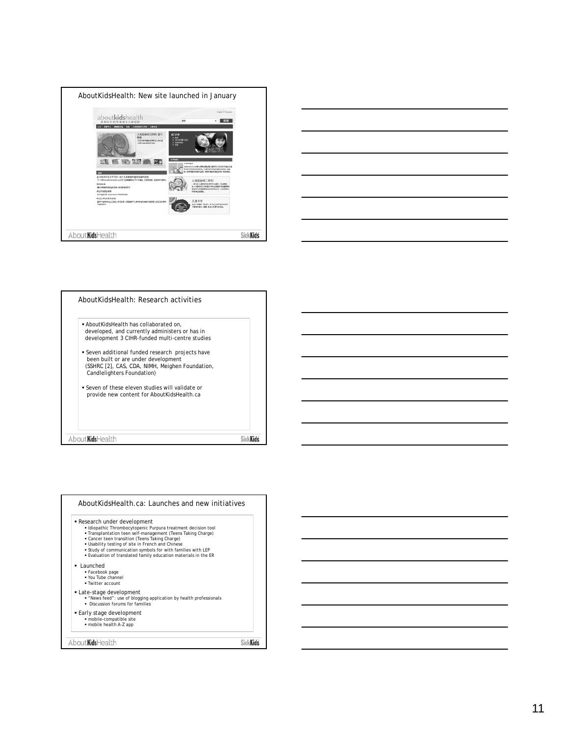## AboutKidsHealth: New site launched in January

## AboutKidsHealth: Research activities

- AboutKidsHealth has collaborated on, developed, and currently administers or has in development 3 CIHR-funded multi-centre studies
- Seven additional funded research projects have been built or are under development (SSHRC [2], CAS, CDA, NIMH, Meighen Foundation, Candlelighters Foundation)
- Seven of these eleven studies will validate or provide new content for AboutKidsHealth.ca

## AboutKidsHealth.ca: Launches and new initiatives

- Research under development
  - Idiopathic Thrombocytopenic Purpura treatment decision tool
  - Transplantation teen self-management (Teens Taking Charge)
  - Cancer teen transition (Teens Taking Charge)
  - Usability testing of site in French and Chinese
  - Study of communication symbols for with families with LEP
  - Evaluation of translated family education materials in the ER
- Launched
  - Facebook page
  - You Tube channel
  - Twitter account
- Late-stage development
  - "News feed": use of blogging application by health professionals
  - Discussion forums for families
- Early stage development
  - mobile-compatible site
  - mobile health A-Z app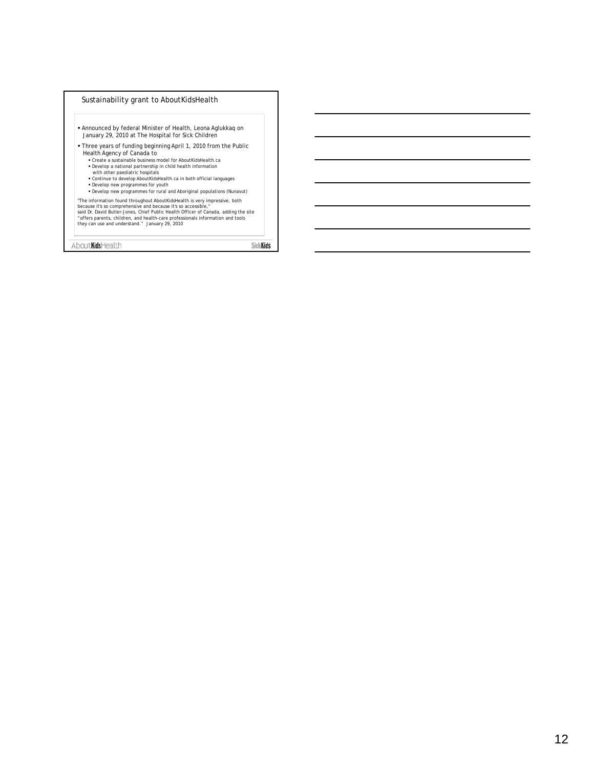## Sustainability grant to AboutKidsHealth

- Announced by federal Minister of Health, Leona Aglukkaq on January 29, 2010 at The Hospital for Sick Children
- Three years of funding beginning April 1, 2010 from the Public Health Agency of Canada to
  - Create a sustainable business model for AboutKidsHealth.ca
  - Develop a national partnership in child health information with other paediatric hospitals
  - Continue to develop AboutKidsHealth.ca in both official languages
  - Develop new programmes for youth
  - Develop new programmes for rural and Aboriginal populations (Nunavut)

"The information found throughout AboutKidsHealth is very impressive, both because it's so comprehensive and because it's so accessible," said Dr. David Butler-Jones, Chief Public Health Officer of Canada, adding the site "offers parents, children, and health-care professionals information and tools they can use and understand." January 29, 2010

AboutKidsHealth SickKids